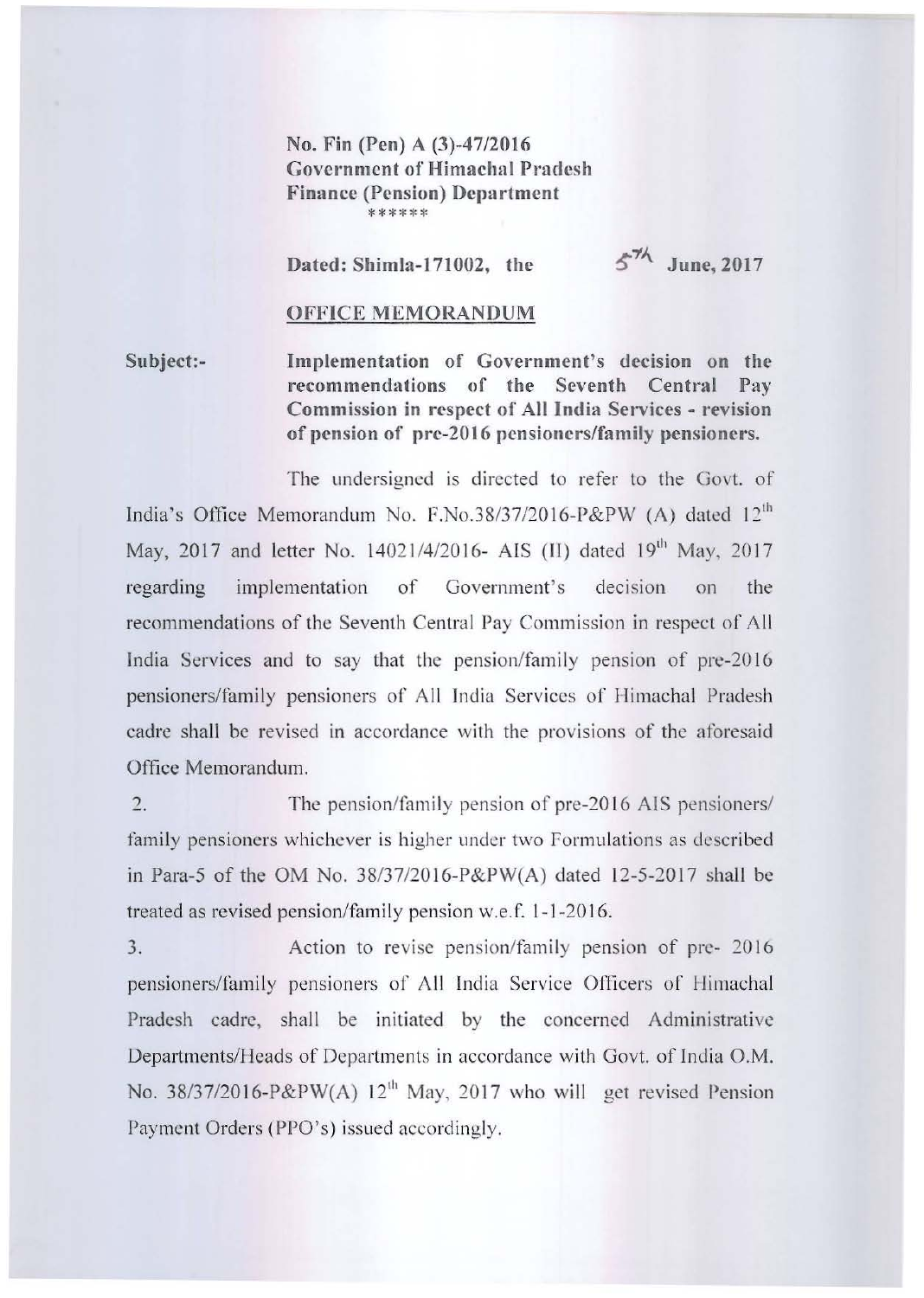**No. Fin (Pen) A (3)-47/2016**
**Government of Himachal Pradesh**
**Finance (Pension) Department**
\*\*\*\*\*\*

**Dated: Shimla-171002, the 5th June, 2017**

**OFFICE MEMORANDUM**

**Subject:-** **Implementation of Government's decision on the recommendations of the Seventh Central Pay Commission in respect of All India Services - revision of pension of pre-2016 pensioners/family pensioners.**

The undersigned is directed to refer to the Govt. of India's Office Memorandum No. F.No.38/37/2016-P&PW (A) dated 12th May, 2017 and letter No. 14021/4/2016- AIS (II) dated 19th May, 2017 regarding implementation of Government's decision on the recommendations of the Seventh Central Pay Commission in respect of All India Services and to say that the pension/family pension of pre-2016 pensioners/family pensioners of All India Services of Himachal Pradesh cadre shall be revised in accordance with the provisions of the aforesaid Office Memorandum.

2. The pension/family pension of pre-2016 AIS pensioners/ family pensioners whichever is higher under two Formulations as described in Para-5 of the OM No. 38/37/2016-P&PW(A) dated 12-5-2017 shall be treated as revised pension/family pension w.e.f. 1-1-2016.

3. Action to revise pension/family pension of pre- 2016 pensioners/family pensioners of All India Service Officers of Himachal Pradesh cadre, shall be initiated by the concerned Administrative Departments/Heads of Departments in accordance with Govt. of India O.M. No. 38/37/2016-P&PW(A) 12th May, 2017 who will get revised Pension Payment Orders (PPO's) issued accordingly.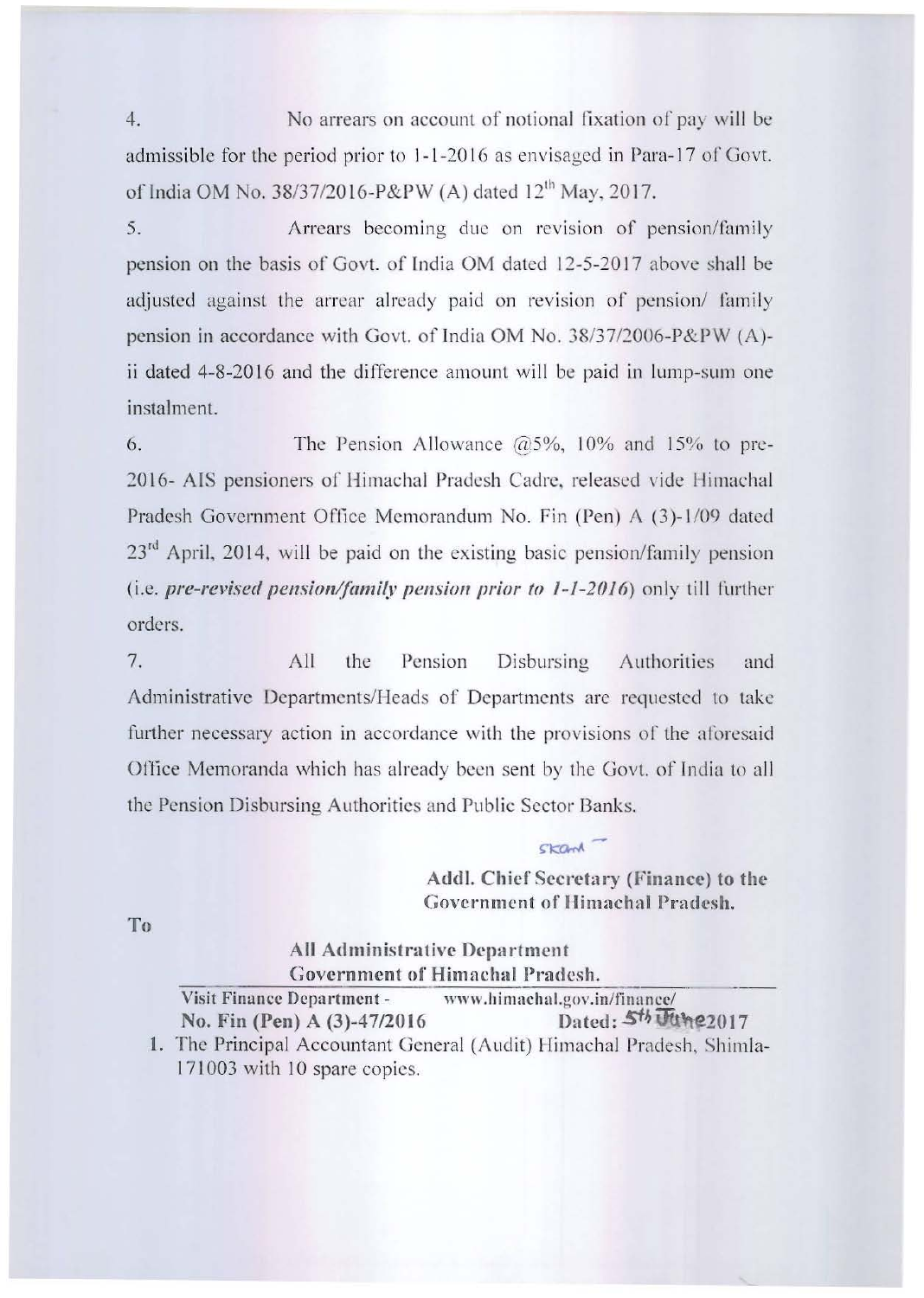4. No arrears on account of notional fixation of pay will be admissible for the period prior to 1-1-2016 as envisaged in Para-17 of Govt. of India OM No. 38/37/2016-P&PW (A) dated 12th May, 2017.

5. Arrears becoming due on revision of pension/family pension on the basis of Govt. of India OM dated 12-5-2017 above shall be adjusted against the arrear already paid on revision of pension/ family pension in accordance with Govt. of India OM No. 38/37/2006-P&PW (A)-ii dated 4-8-2016 and the difference amount will be paid in lump-sum one instalment.

6. The Pension Allowance @5%, 10% and 15% to pre-2016- AIS pensioners of Himachal Pradesh Cadre, released vide Himachal Pradesh Government Office Memorandum No. Fin (Pen) A (3)-1/09 dated 23rd April, 2014, will be paid on the existing basic pension/family pension (i.e. *pre-revised pension/family pension prior to 1-1-2016*) only till further orders.

7. All the Pension Disbursing Authorities and Administrative Departments/Heads of Departments are requested to take further necessary action in accordance with the provisions of the aforesaid Office Memoranda which has already been sent by the Govt. of India to all the Pension Disbursing Authorities and Public Sector Banks.

Sd/-

**Addl. Chief Secretary (Finance) to the Government of Himachal Pradesh.**

To

**All Administrative Department**
**Government of Himachal Pradesh.**

**Visit Finance Department - www.himachal.gov.in/finance/**

**No. Fin (Pen) A (3)-47/2016** **Dated: 5th June 2017**

1. The Principal Accountant General (Audit) Himachal Pradesh, Shimla-171003 with 10 spare copies.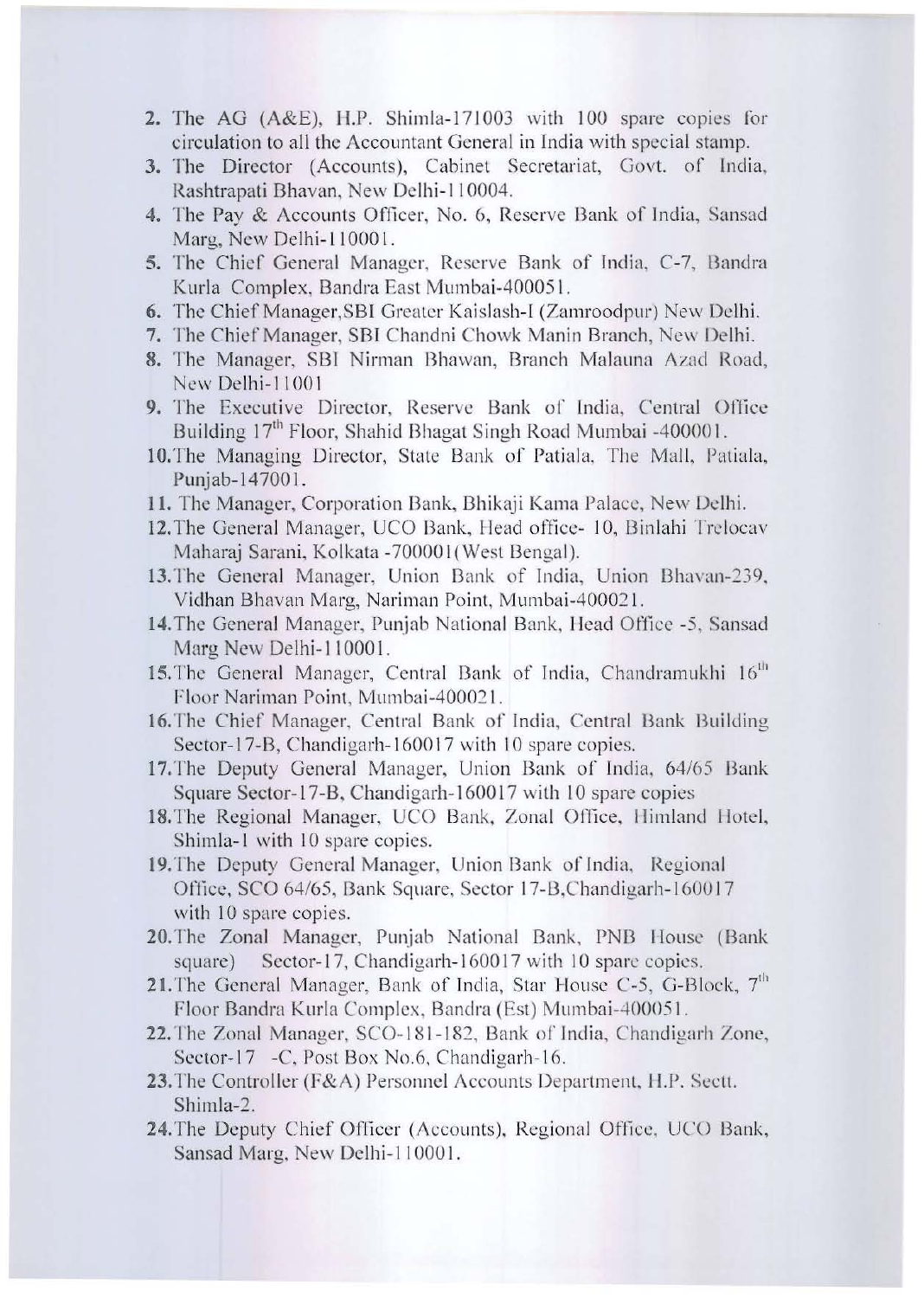2. The AG (A&E), H.P. Shimla-171003 with 100 spare copies for circulation to all the Accountant General in India with special stamp.
3. The Director (Accounts), Cabinet Secretariat, Govt. of India, Rashtrapati Bhavan, New Delhi-110004.
4. The Pay & Accounts Officer, No. 6, Reserve Bank of India, Sansad Marg, New Delhi-110001.
5. The Chief General Manager, Reserve Bank of India, C-7, Bandra Kurla Complex, Bandra East Mumbai-400051.
6. The Chief Manager,SBI Greater Kaislash-I (Zamroodpur) New Delhi.
7. The Chief Manager, SBI Chandni Chowk Manin Branch, New Delhi.
8. The Manager, SBI Nirman Bhawan, Branch Malauna Azad Road, New Delhi-11001
9. The Executive Director, Reserve Bank of India, Central Office Building 17th Floor, Shahid Bhagat Singh Road Mumbai -400001.
10. The Managing Director, State Bank of Patiala, The Mall, Patiala, Punjab-147001.
11. The Manager, Corporation Bank, Bhikaji Kama Palace, New Delhi.
12. The General Manager, UCO Bank, Head office- 10, Binlahi Trelocav Maharaj Sarani, Kolkata -700001(West Bengal).
13. The General Manager, Union Bank of India, Union Bhavan-239, Vidhan Bhavan Marg, Nariman Point, Mumbai-400021.
14. The General Manager, Punjab National Bank, Head Office -5, Sansad Marg New Delhi-110001.
15. The General Manager, Central Bank of India, Chandramukhi 16th Floor Nariman Point, Mumbai-400021.
16. The Chief Manager, Central Bank of India, Central Bank Building Sector-17-B, Chandigarh-160017 with 10 spare copies.
17. The Deputy General Manager, Union Bank of India, 64/65 Bank Square Sector-17-B, Chandigarh-160017 with 10 spare copies
18. The Regional Manager, UCO Bank, Zonal Office, Himland Hotel, Shimla-1 with 10 spare copies.
19. The Deputy General Manager, Union Bank of India, Regional Office, SCO 64/65, Bank Square, Sector 17-B,Chandigarh-160017 with 10 spare copies.
20. The Zonal Manager, Punjab National Bank, PNB House (Bank square) Sector-17, Chandigarh-160017 with 10 spare copies.
21. The General Manager, Bank of India, Star House C-5, G-Block, 7th Floor Bandra Kurla Complex, Bandra (Est) Mumbai-400051.
22. The Zonal Manager, SCO-181-182, Bank of India, Chandigarh Zone, Sector-17 -C, Post Box No.6, Chandigarh-16.
23. The Controller (F&A) Personnel Accounts Department, H.P. Sectt. Shimla-2.
24. The Deputy Chief Officer (Accounts), Regional Office, UCO Bank, Sansad Marg, New Delhi-110001.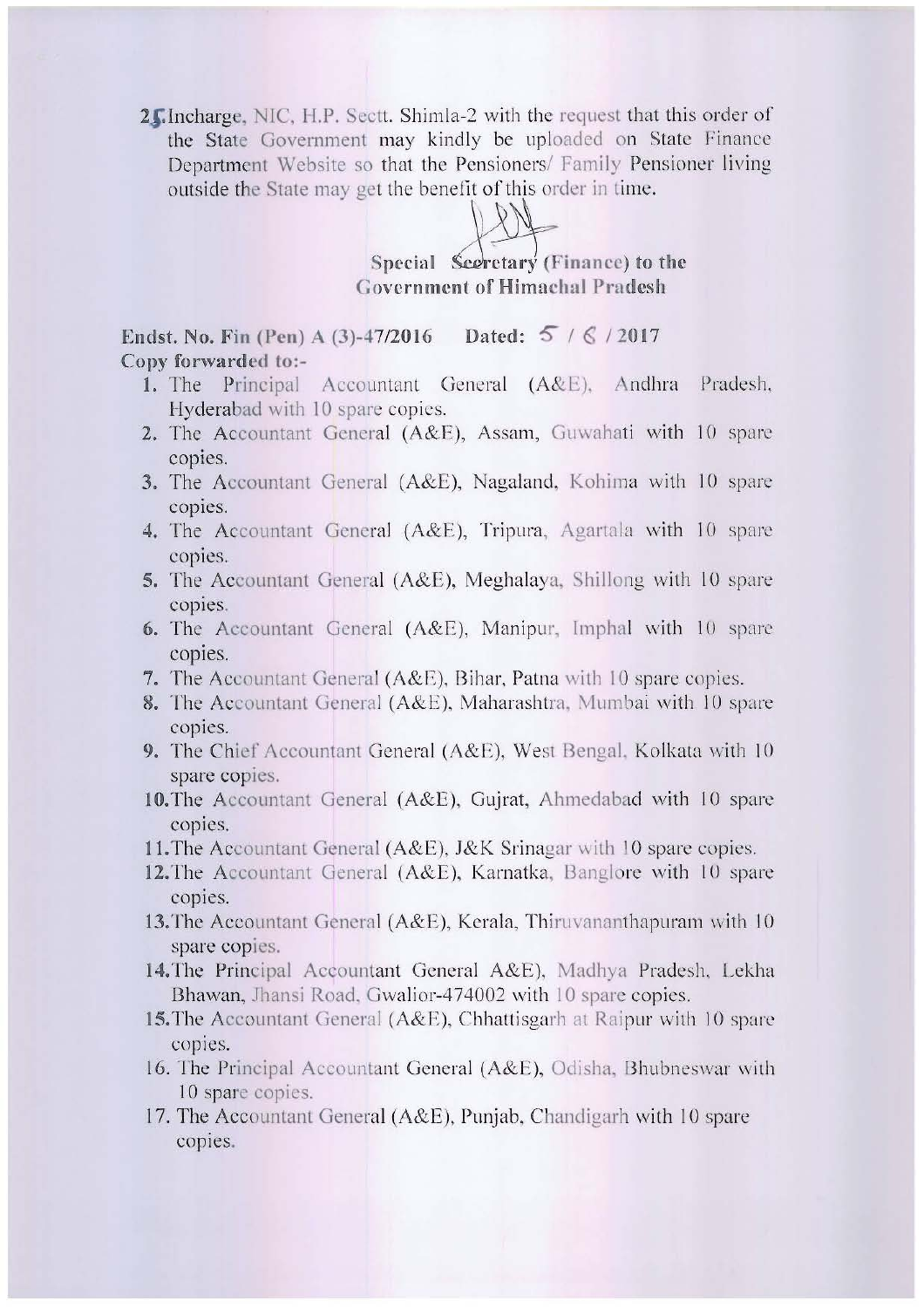25. Incharge, NIC, H.P. Sectt. Shimla-2 with the request that this order of the State Government may kindly be uploaded on State Finance Department Website so that the Pensioners/ Family Pensioner living outside the State may get the benefit of this order in time.

**Special Secretary (Finance) to the Government of Himachal Pradesh**

**Endst. No. Fin (Pen) A (3)-47/2016 Dated: 5 / 6 / 2017**

**Copy forwarded to:-**

1. The Principal Accountant General (A&E), Andhra Pradesh, Hyderabad with 10 spare copies.
2. The Accountant General (A&E), Assam, Guwahati with 10 spare copies.
3. The Accountant General (A&E), Nagaland, Kohima with 10 spare copies.
4. The Accountant General (A&E), Tripura, Agartala with 10 spare copies.
5. The Accountant General (A&E), Meghalaya, Shillong with 10 spare copies.
6. The Accountant General (A&E), Manipur, Imphal with 10 spare copies.
7. The Accountant General (A&E), Bihar, Patna with 10 spare copies.
8. The Accountant General (A&E), Maharashtra, Mumbai with 10 spare copies.
9. The Chief Accountant General (A&E), West Bengal, Kolkata with 10 spare copies.
10. The Accountant General (A&E), Gujrat, Ahmedabad with 10 spare copies.
11. The Accountant General (A&E), J&K Srinagar with 10 spare copies.
12. The Accountant General (A&E), Karnatka, Banglore with 10 spare copies.
13. The Accountant General (A&E), Kerala, Thiruvananthapuram with 10 spare copies.
14. The Principal Accountant General A&E), Madhya Pradesh, Lekha Bhawan, Jhansi Road, Gwalior-474002 with 10 spare copies.
15. The Accountant General (A&E), Chhattisgarh at Raipur with 10 spare copies.
16. The Principal Accountant General (A&E), Odisha, Bhubneswar with 10 spare copies.
17. The Accountant General (A&E), Punjab, Chandigarh with 10 spare copies.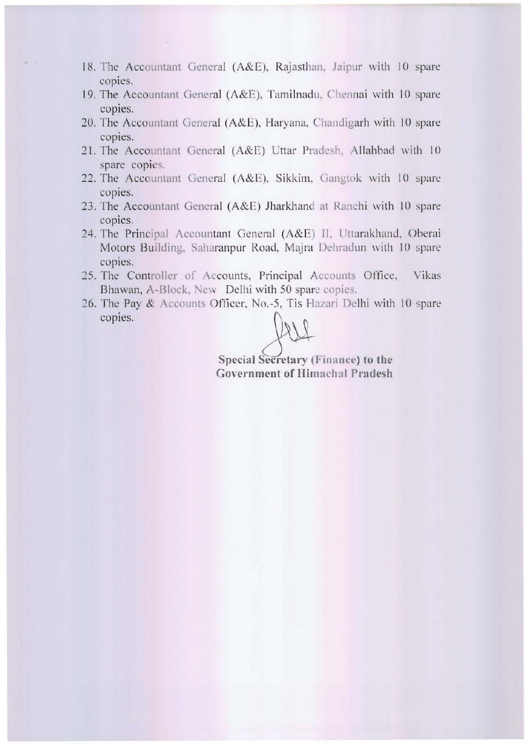18. The Accountant General (A&E), Rajasthan, Jaipur with 10 spare copies.
19. The Accountant General (A&E), Tamilnadu, Chennai with 10 spare copies.
20. The Accountant General (A&E), Haryana, Chandigarh with 10 spare copies.
21. The Accountant General (A&E) Uttar Pradesh, Allahbad with 10 spare copies.
22. The Accountant General (A&E), Sikkim, Gangtok with 10 spare copies.
23. The Accountant General (A&E) Jharkhand at Ranchi with 10 spare copies.
24. The Principal Accountant General (A&E) II, Uttarakhand, Oberai Motors Building, Saharanpur Road, Majra Dehradun with 10 spare copies.
25. The Controller of Accounts, Principal Accounts Office, Vikas Bhawan, A-Block, New Delhi with 50 spare copies.
26. The Pay & Accounts Officer, No.-5, Tis Hazari Delhi with 10 spare copies.

**Special Secretary (Finance) to the Government of Himachal Pradesh**